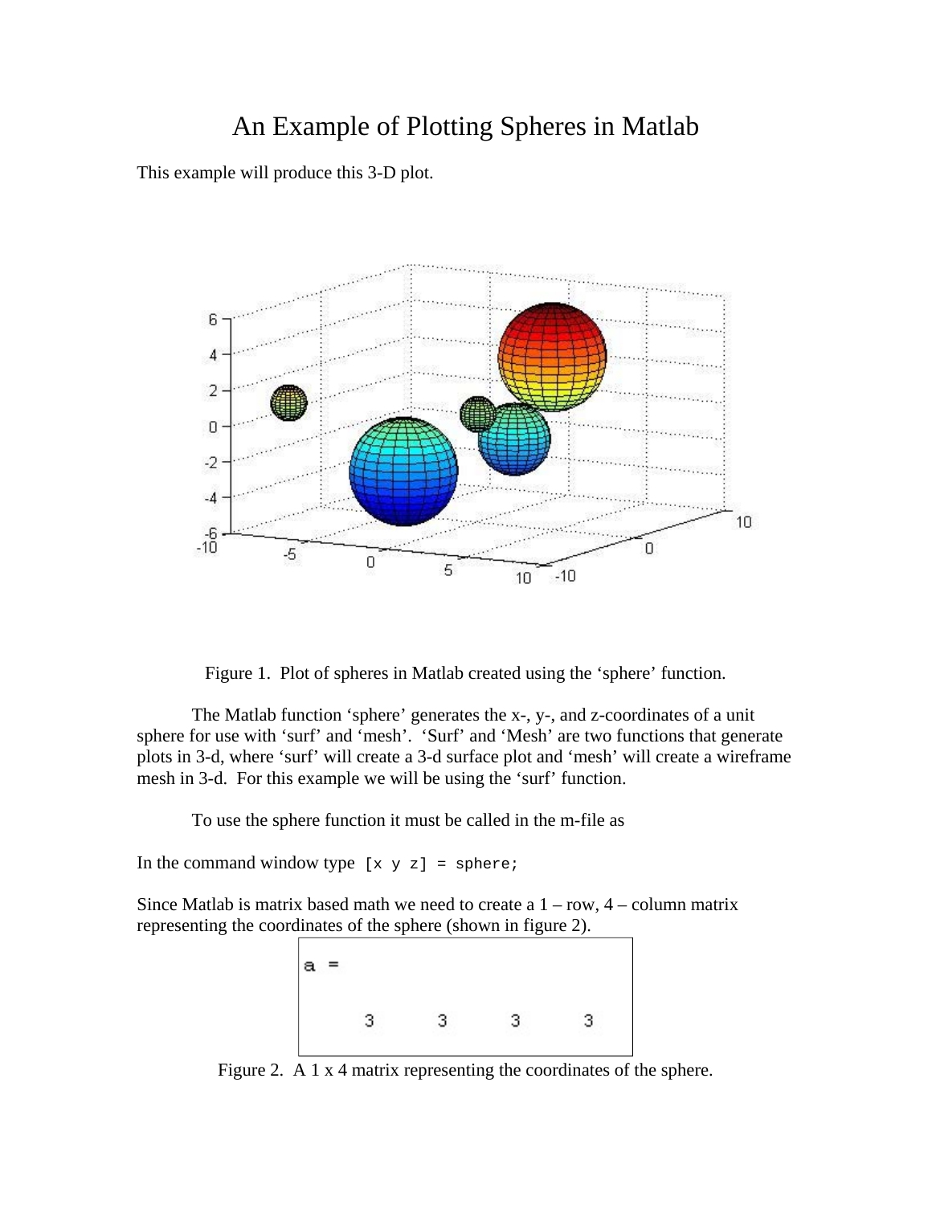# An Example of Plotting Spheres in Matlab

This example will produce this 3-D plot.

Figure 1. Plot of spheres in Matlab created using the 'sphere' function.

The Matlab function 'sphere' generates the x-, y-, and z-coordinates of a unit sphere for use with 'surf' and 'mesh'. 'Surf' and 'Mesh' are two functions that generate plots in 3-d, where 'surf' will create a 3-d surface plot and 'mesh' will create a wireframe mesh in 3-d. For this example we will be using the 'surf' function.

To use the sphere function it must be called in the m-file as

In the command window type `[x y z] = sphere;`

Since Matlab is matrix based math we need to create a 1 – row, 4 – column matrix representing the coordinates of the sphere (shown in figure 2).

```
a =

     3     3     3     3
```

Figure 2. A 1 x 4 matrix representing the coordinates of the sphere.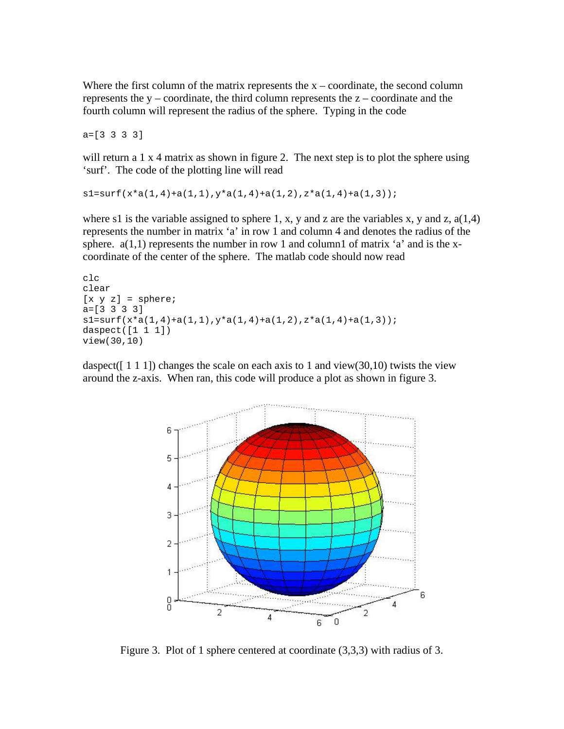Where the first column of the matrix represents the x – coordinate, the second column represents the y – coordinate, the third column represents the z – coordinate and the fourth column will represent the radius of the sphere. Typing in the code

```
a=[3 3 3 3]
```

will return a 1 x 4 matrix as shown in figure 2. The next step is to plot the sphere using 'surf'. The code of the plotting line will read

```
s1=surf(x*a(1,4)+a(1,1),y*a(1,4)+a(1,2),z*a(1,4)+a(1,3));
```

where s1 is the variable assigned to sphere 1, x, y and z are the variables x, y and z, a(1,4) represents the number in matrix 'a' in row 1 and column 4 and denotes the radius of the sphere. a(1,1) represents the number in row 1 and column1 of matrix 'a' and is the x-coordinate of the center of the sphere. The matlab code should now read

```
clc
clear
[x y z] = sphere;
a=[3 3 3 3]
s1=surf(x*a(1,4)+a(1,1),y*a(1,4)+a(1,2),z*a(1,4)+a(1,3));
daspect([1 1 1])
view(30,10)
```

daspect([ 1 1 1]) changes the scale on each axis to 1 and view(30,10) twists the view around the z-axis. When ran, this code will produce a plot as shown in figure 3.

Figure 3. Plot of 1 sphere centered at coordinate (3,3,3) with radius of 3.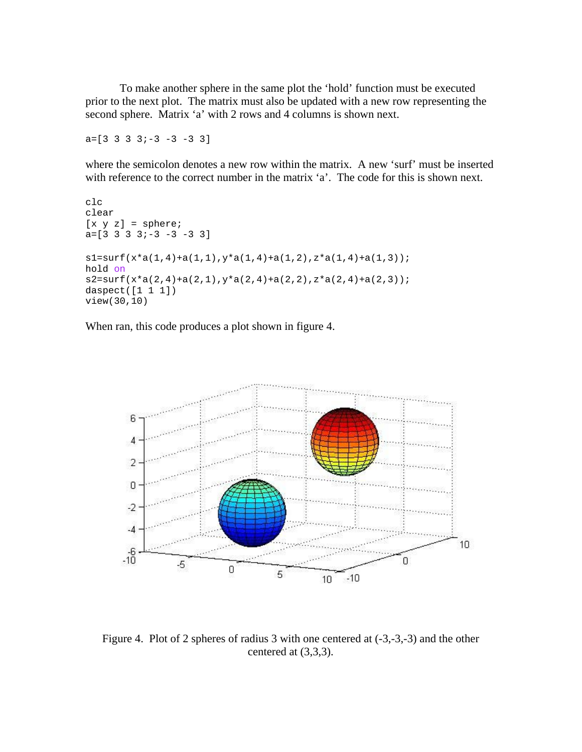To make another sphere in the same plot the 'hold' function must be executed prior to the next plot. The matrix must also be updated with a new row representing the second sphere. Matrix 'a' with 2 rows and 4 columns is shown next.

```
a=[3 3 3 3;-3 -3 -3 3]
```

where the semicolon denotes a new row within the matrix. A new 'surf' must be inserted with reference to the correct number in the matrix 'a'. The code for this is shown next.

```
clc
clear
[x y z] = sphere;
a=[3 3 3 3;-3 -3 -3 3]

s1=surf(x*a(1,4)+a(1,1),y*a(1,4)+a(1,2),z*a(1,4)+a(1,3));
hold on
s2=surf(x*a(2,4)+a(2,1),y*a(2,4)+a(2,2),z*a(2,4)+a(2,3));
daspect([1 1 1])
view(30,10)
```

When ran, this code produces a plot shown in figure 4.

Figure 4. Plot of 2 spheres of radius 3 with one centered at (-3,-3,-3) and the other centered at (3,3,3).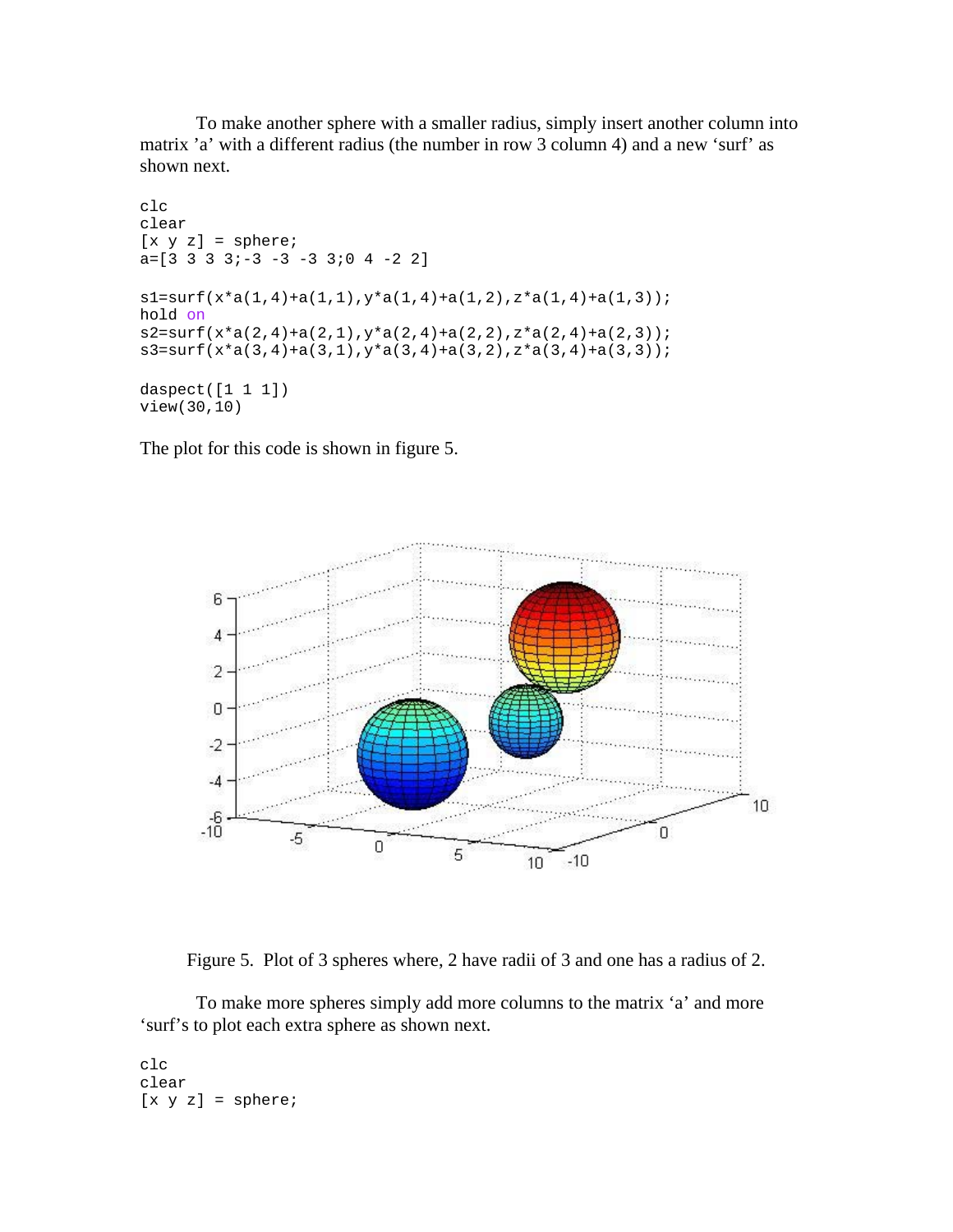To make another sphere with a smaller radius, simply insert another column into matrix ’a’ with a different radius (the number in row 3 column 4) and a new ‘surf’ as shown next.

```
clc
clear
[x y z] = sphere;
a=[3 3 3 3;-3 -3 -3 3;0 4 -2 2]

s1=surf(x*a(1,4)+a(1,1),y*a(1,4)+a(1,2),z*a(1,4)+a(1,3));
hold on
s2=surf(x*a(2,4)+a(2,1),y*a(2,4)+a(2,2),z*a(2,4)+a(2,3));
s3=surf(x*a(3,4)+a(3,1),y*a(3,4)+a(3,2),z*a(3,4)+a(3,3));

daspect([1 1 1])
view(30,10)
```

The plot for this code is shown in figure 5.

Figure 5. Plot of 3 spheres where, 2 have radii of 3 and one has a radius of 2.

To make more spheres simply add more columns to the matrix ‘a’ and more ‘surf’s to plot each extra sphere as shown next.

```
clc
clear
[x y z] = sphere;
```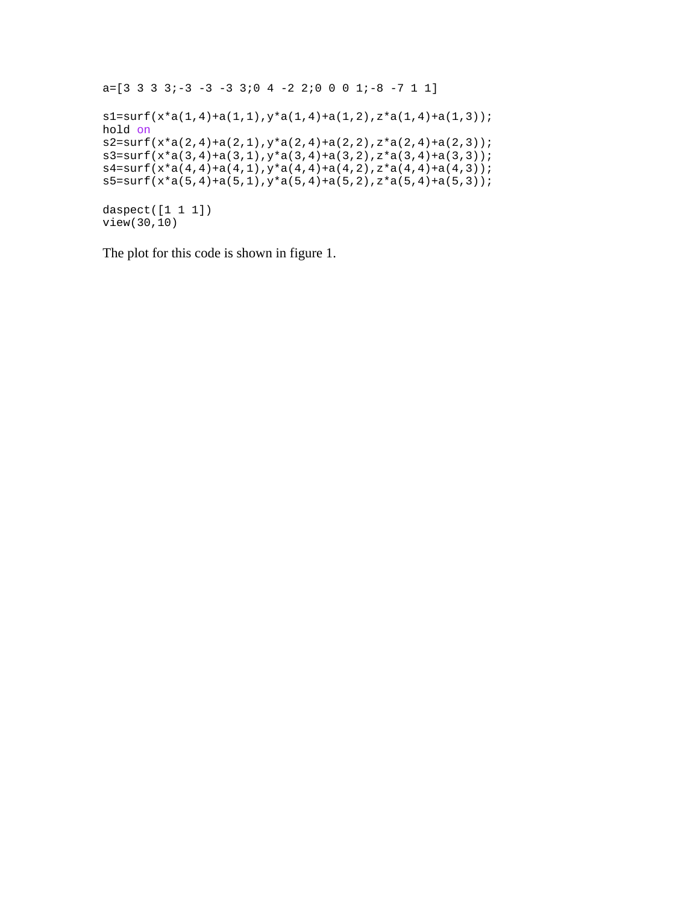```
a=[3 3 3 3;-3 -3 -3 3;0 4 -2 2;0 0 0 1;-8 -7 1 1]

s1=surf(x*a(1,4)+a(1,1),y*a(1,4)+a(1,2),z*a(1,4)+a(1,3));
hold on
s2=surf(x*a(2,4)+a(2,1),y*a(2,4)+a(2,2),z*a(2,4)+a(2,3));
s3=surf(x*a(3,4)+a(3,1),y*a(3,4)+a(3,2),z*a(3,4)+a(3,3));
s4=surf(x*a(4,4)+a(4,1),y*a(4,4)+a(4,2),z*a(4,4)+a(4,3));
s5=surf(x*a(5,4)+a(5,1),y*a(5,4)+a(5,2),z*a(5,4)+a(5,3));

daspect([1 1 1])
view(30,10)
```

The plot for this code is shown in figure 1.